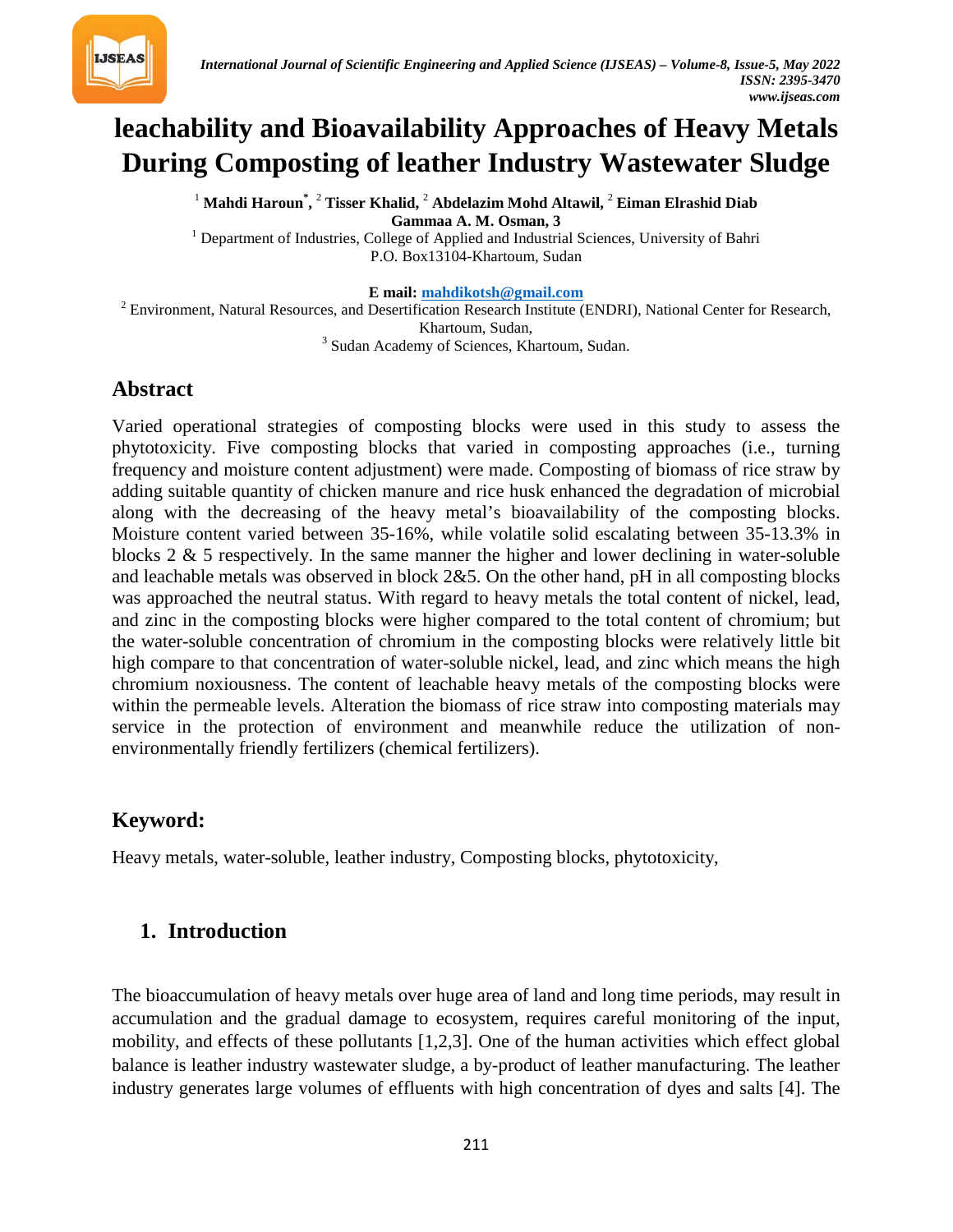# leachability and Bioavailability Approaches of Heavy Metals During Composting of leather Industry Wastewater Sludge

[1] **Mahdi Haroun***, [2] **Tisser Khalid,** [2] **Abdelazim Mohd Altawil,** [2] **Eiman Elrashid Diab Gammaa A. M. Osman, 3**

[1] Department of Industries, College of Applied and Industrial Sciences, University of Bahri P.O. Box13104-Khartoum, Sudan

**E mail:** mahdikotsh@gmail.com

[2] Environment, Natural Resources, and Desertification Research Institute (ENDRI), National Center for Research, Khartoum, Sudan,

[3] Sudan Academy of Sciences, Khartoum, Sudan.

## Abstract

Varied operational strategies of composting blocks were used in this study to assess the phytotoxicity. Five composting blocks that varied in composting approaches (i.e., turning frequency and moisture content adjustment) were made. Composting of biomass of rice straw by adding suitable quantity of chicken manure and rice husk enhanced the degradation of microbial along with the decreasing of the heavy metal's bioavailability of the composting blocks. Moisture content varied between 35-16%, while volatile solid escalating between 35-13.3% in blocks 2 & 5 respectively. In the same manner the higher and lower declining in water-soluble and leachable metals was observed in block 2&5. On the other hand, pH in all composting blocks was approached the neutral status. With regard to heavy metals the total content of nickel, lead, and zinc in the composting blocks were higher compared to the total content of chromium; but the water-soluble concentration of chromium in the composting blocks were relatively little bit high compare to that concentration of water-soluble nickel, lead, and zinc which means the high chromium noxiousness. The content of leachable heavy metals of the composting blocks were within the permeable levels. Alteration the biomass of rice straw into composting materials may service in the protection of environment and meanwhile reduce the utilization of non-environmentally friendly fertilizers (chemical fertilizers).

## Keyword:

Heavy metals, water-soluble, leather industry, Composting blocks, phytotoxicity,

## 1. Introduction

The bioaccumulation of heavy metals over huge area of land and long time periods, may result in accumulation and the gradual damage to ecosystem, requires careful monitoring of the input, mobility, and effects of these pollutants [1,2,3]. One of the human activities which effect global balance is leather industry wastewater sludge, a by-product of leather manufacturing. The leather industry generates large volumes of effluents with high concentration of dyes and salts [4]. The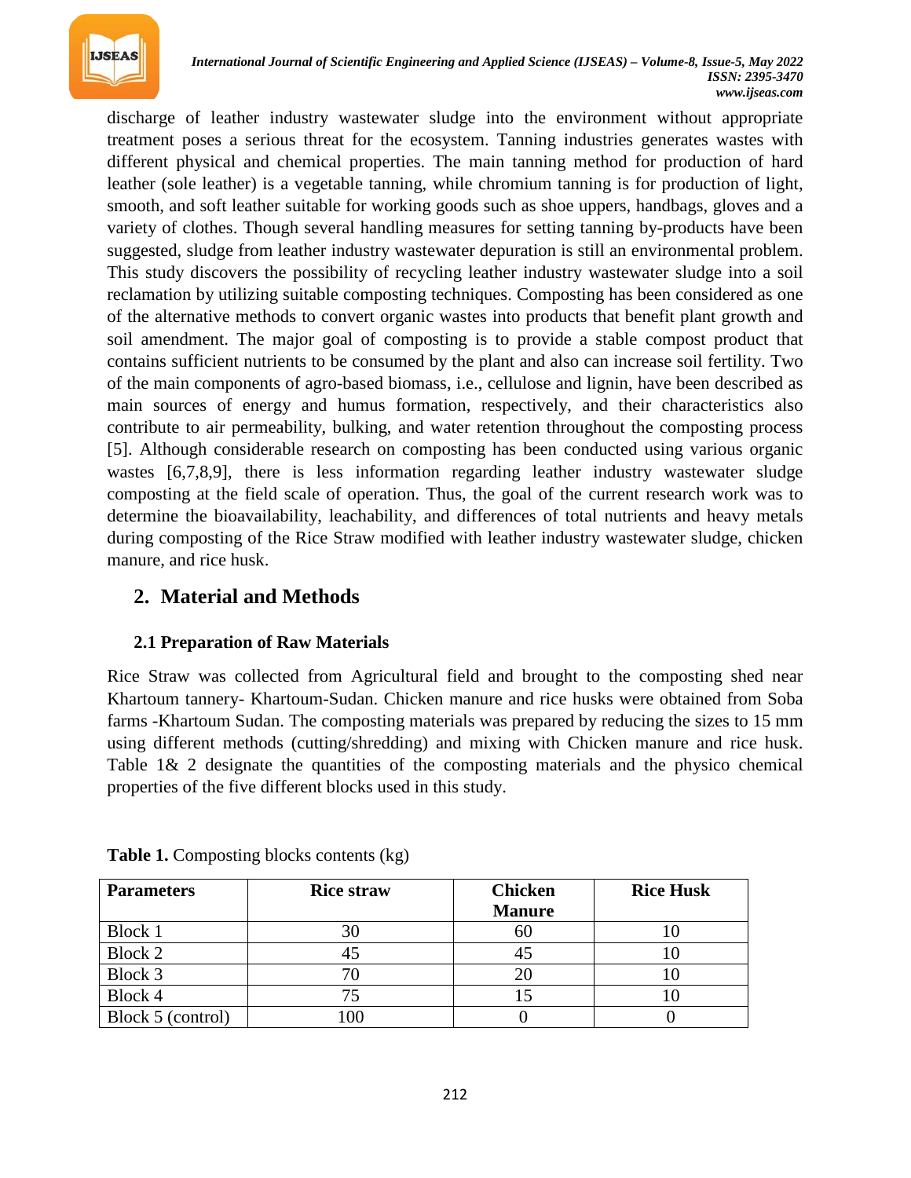discharge of leather industry wastewater sludge into the environment without appropriate treatment poses a serious threat for the ecosystem. Tanning industries generates wastes with different physical and chemical properties. The main tanning method for production of hard leather (sole leather) is a vegetable tanning, while chromium tanning is for production of light, smooth, and soft leather suitable for working goods such as shoe uppers, handbags, gloves and a variety of clothes. Though several handling measures for setting tanning by-products have been suggested, sludge from leather industry wastewater depuration is still an environmental problem. This study discovers the possibility of recycling leather industry wastewater sludge into a soil reclamation by utilizing suitable composting techniques. Composting has been considered as one of the alternative methods to convert organic wastes into products that benefit plant growth and soil amendment. The major goal of composting is to provide a stable compost product that contains sufficient nutrients to be consumed by the plant and also can increase soil fertility. Two of the main components of agro-based biomass, i.e., cellulose and lignin, have been described as main sources of energy and humus formation, respectively, and their characteristics also contribute to air permeability, bulking, and water retention throughout the composting process [5]. Although considerable research on composting has been conducted using various organic wastes [6,7,8,9], there is less information regarding leather industry wastewater sludge composting at the field scale of operation. Thus, the goal of the current research work was to determine the bioavailability, leachability, and differences of total nutrients and heavy metals during composting of the Rice Straw modified with leather industry wastewater sludge, chicken manure, and rice husk.

## 2. Material and Methods

### 2.1 Preparation of Raw Materials

Rice Straw was collected from Agricultural field and brought to the composting shed near Khartoum tannery- Khartoum-Sudan. Chicken manure and rice husks were obtained from Soba farms -Khartoum Sudan. The composting materials was prepared by reducing the sizes to 15 mm using different methods (cutting/shredding) and mixing with Chicken manure and rice husk. Table 1& 2 designate the quantities of the composting materials and the physico chemical properties of the five different blocks used in this study.

**Table 1.** Composting blocks contents (kg)

| Parameters | Rice straw | Chicken Manure | Rice Husk |
|---|---|---|---|
| Block 1 | 30 | 60 | 10 |
| Block 2 | 45 | 45 | 10 |
| Block 3 | 70 | 20 | 10 |
| Block 4 | 75 | 15 | 10 |
| Block 5 (control) | 100 | 0 | 0 |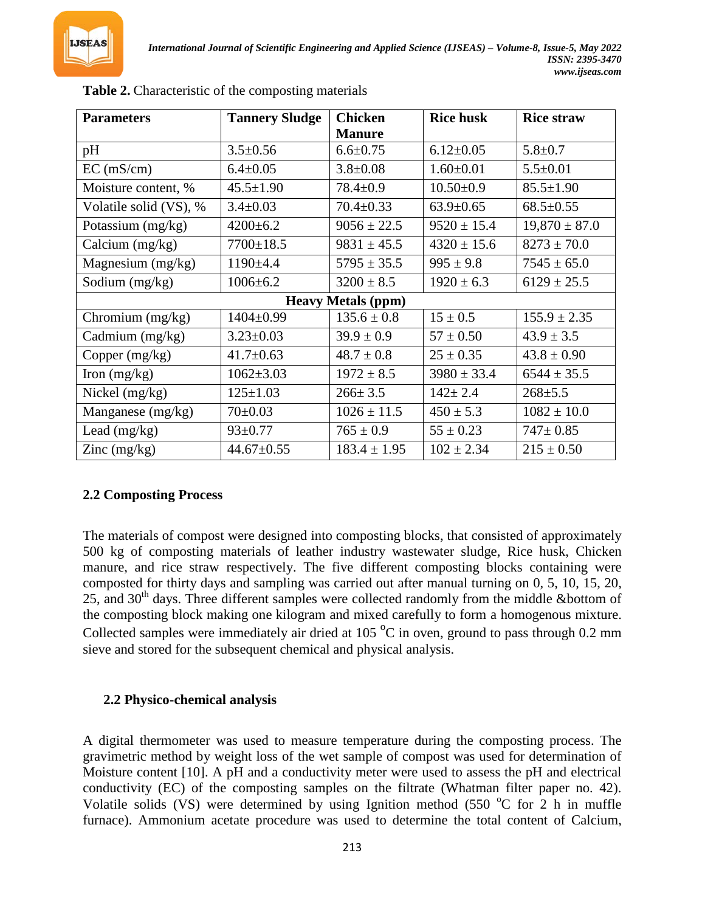**Table 2.** Characteristic of the composting materials

| Parameters | Tannery Sludge | Chicken Manure | Rice husk | Rice straw |
|---|---|---|---|---|
| pH | 3.5±0.56 | 6.6±0.75 | 6.12±0.05 | 5.8±0.7 |
| EC (mS/cm) | 6.4±0.05 | 3.8±0.08 | 1.60±0.01 | 5.5±0.01 |
| Moisture content, % | 45.5±1.90 | 78.4±0.9 | 10.50±0.9 | 85.5±1.90 |
| Volatile solid (VS), % | 3.4±0.03 | 70.4±0.33 | 63.9±0.65 | 68.5±0.55 |
| Potassium (mg/kg) | 4200±6.2 | 9056 ± 22.5 | 9520 ± 15.4 | 19,870 ± 87.0 |
| Calcium (mg/kg) | 7700±18.5 | 9831 ± 45.5 | 4320 ± 15.6 | 8273 ± 70.0 |
| Magnesium (mg/kg) | 1190±4.4 | 5795 ± 35.5 | 995 ± 9.8 | 7545 ± 65.0 |
| Sodium (mg/kg) | 1006±6.2 | 3200 ± 8.5 | 1920 ± 6.3 | 6129 ± 25.5 |
| **Heavy Metals (ppm)** | | | | |
| Chromium (mg/kg) | 1404±0.99 | 135.6 ± 0.8 | 15 ± 0.5 | 155.9 ± 2.35 |
| Cadmium (mg/kg) | 3.23±0.03 | 39.9 ± 0.9 | 57 ± 0.50 | 43.9 ± 3.5 |
| Copper (mg/kg) | 41.7±0.63 | 48.7 ± 0.8 | 25 ± 0.35 | 43.8 ± 0.90 |
| Iron (mg/kg) | 1062±3.03 | 1972 ± 8.5 | 3980 ± 33.4 | 6544 ± 35.5 |
| Nickel (mg/kg) | 125±1.03 | 266± 3.5 | 142± 2.4 | 268±5.5 |
| Manganese (mg/kg) | 70±0.03 | 1026 ± 11.5 | 450 ± 5.3 | 1082 ± 10.0 |
| Lead (mg/kg) | 93±0.77 | 765 ± 0.9 | 55 ± 0.23 | 747± 0.85 |
| Zinc (mg/kg) | 44.67±0.55 | 183.4 ± 1.95 | 102 ± 2.34 | 215 ± 0.50 |

### 2.2 Composting Process

The materials of compost were designed into composting blocks, that consisted of approximately 500 kg of composting materials of leather industry wastewater sludge, Rice husk, Chicken manure, and rice straw respectively. The five different composting blocks containing were composted for thirty days and sampling was carried out after manual turning on 0, 5, 10, 15, 20, 25, and 30$^{th}$ days. Three different samples were collected randomly from the middle &bottom of the composting block making one kilogram and mixed carefully to form a homogenous mixture. Collected samples were immediately air dried at 105 $^{o}$C in oven, ground to pass through 0.2 mm sieve and stored for the subsequent chemical and physical analysis.

### 2.2 Physico-chemical analysis

A digital thermometer was used to measure temperature during the composting process. The gravimetric method by weight loss of the wet sample of compost was used for determination of Moisture content [10]. A pH and a conductivity meter were used to assess the pH and electrical conductivity (EC) of the composting samples on the filtrate (Whatman filter paper no. 42). Volatile solids (VS) were determined by using Ignition method (550 $^{o}$C for 2 h in muffle furnace). Ammonium acetate procedure was used to determine the total content of Calcium,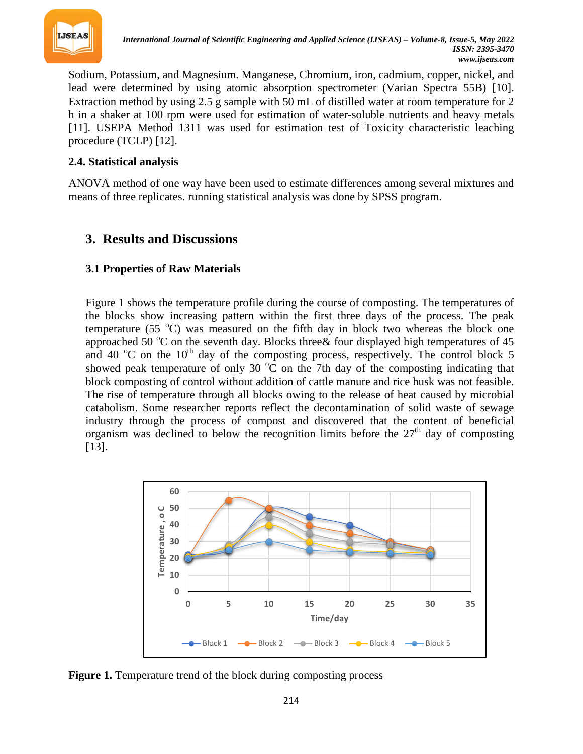Sodium, Potassium, and Magnesium. Manganese, Chromium, iron, cadmium, copper, nickel, and lead were determined by using atomic absorption spectrometer (Varian Spectra 55B) [10]. Extraction method by using 2.5 g sample with 50 mL of distilled water at room temperature for 2 h in a shaker at 100 rpm were used for estimation of water-soluble nutrients and heavy metals [11]. USEPA Method 1311 was used for estimation test of Toxicity characteristic leaching procedure (TCLP) [12].

### 2.4. Statistical analysis

ANOVA method of one way have been used to estimate differences among several mixtures and means of three replicates. running statistical analysis was done by SPSS program.

## 3. Results and Discussions

### 3.1 Properties of Raw Materials

Figure 1 shows the temperature profile during the course of composting. The temperatures of the blocks show increasing pattern within the first three days of the process. The peak temperature (55 $^{o}$C) was measured on the fifth day in block two whereas the block one approached 50 $^{o}$C on the seventh day. Blocks three& four displayed high temperatures of 45 and 40 $^{o}$C on the 10$^{th}$ day of the composting process, respectively. The control block 5 showed peak temperature of only 30 $^{o}$C on the 7th day of the composting indicating that block composting of control without addition of cattle manure and rice husk was not feasible. The rise of temperature through all blocks owing to the release of heat caused by microbial catabolism. Some researcher reports reflect the decontamination of solid waste of sewage industry through the process of compost and discovered that the content of beneficial organism was declined to below the recognition limits before the 27$^{th}$ day of composting [13].

**Figure 1.** Temperature trend of the block during composting process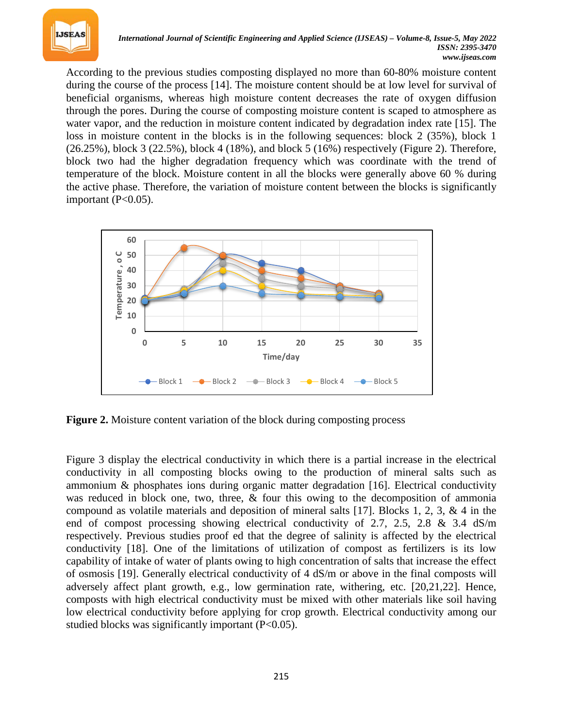According to the previous studies composting displayed no more than 60-80% moisture content during the course of the process [14]. The moisture content should be at low level for survival of beneficial organisms, whereas high moisture content decreases the rate of oxygen diffusion through the pores. During the course of composting moisture content is scaped to atmosphere as water vapor, and the reduction in moisture content indicated by degradation index rate [15]. The loss in moisture content in the blocks is in the following sequences: block 2 (35%), block 1 (26.25%), block 3 (22.5%), block 4 (18%), and block 5 (16%) respectively (Figure 2). Therefore, block two had the higher degradation frequency which was coordinate with the trend of temperature of the block. Moisture content in all the blocks were generally above 60 % during the active phase. Therefore, the variation of moisture content between the blocks is significantly important ($P<0.05$).

**Figure 2.** Moisture content variation of the block during composting process

Figure 3 display the electrical conductivity in which there is a partial increase in the electrical conductivity in all composting blocks owing to the production of mineral salts such as ammonium & phosphates ions during organic matter degradation [16]. Electrical conductivity was reduced in block one, two, three, & four this owing to the decomposition of ammonia compound as volatile materials and deposition of mineral salts [17]. Blocks 1, 2, 3, & 4 in the end of compost processing showing electrical conductivity of 2.7, 2.5, 2.8 & 3.4 dS/m respectively. Previous studies proof ed that the degree of salinity is affected by the electrical conductivity [18]. One of the limitations of utilization of compost as fertilizers is its low capability of intake of water of plants owing to high concentration of salts that increase the effect of osmosis [19]. Generally electrical conductivity of 4 dS/m or above in the final composts will adversely affect plant growth, e.g., low germination rate, withering, etc. [20,21,22]. Hence, composts with high electrical conductivity must be mixed with other materials like soil having low electrical conductivity before applying for crop growth. Electrical conductivity among our studied blocks was significantly important ($P<0.05$).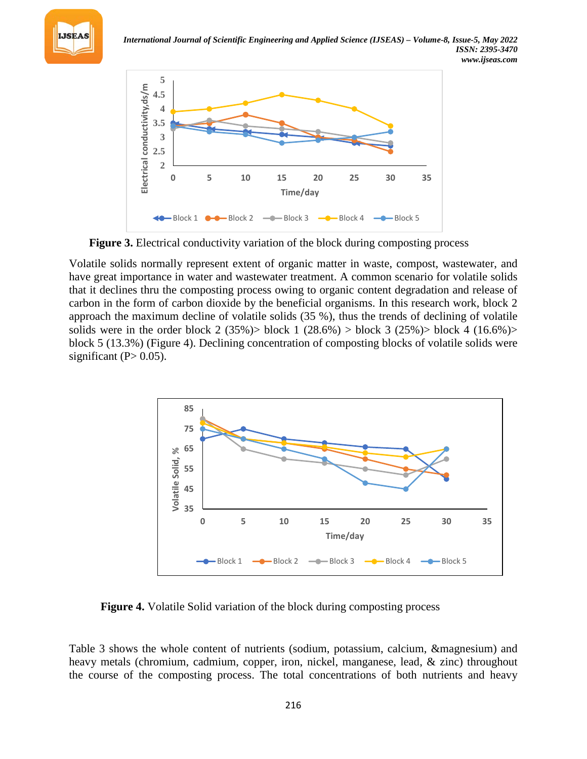**Figure 3.** Electrical conductivity variation of the block during composting process

Volatile solids normally represent extent of organic matter in waste, compost, wastewater, and have great importance in water and wastewater treatment. A common scenario for volatile solids that it declines thru the composting process owing to organic content degradation and release of carbon in the form of carbon dioxide by the beneficial organisms. In this research work, block 2 approach the maximum decline of volatile solids (35 %), thus the trends of declining of volatile solids were in the order block 2 (35%)> block 1 (28.6%) > block 3 (25%)> block 4 (16.6%)> block 5 (13.3%) (Figure 4). Declining concentration of composting blocks of volatile solids were significant (P> 0.05).

**Figure 4.** Volatile Solid variation of the block during composting process

Table 3 shows the whole content of nutrients (sodium, potassium, calcium, &magnesium) and heavy metals (chromium, cadmium, copper, iron, nickel, manganese, lead, & zinc) throughout the course of the composting process. The total concentrations of both nutrients and heavy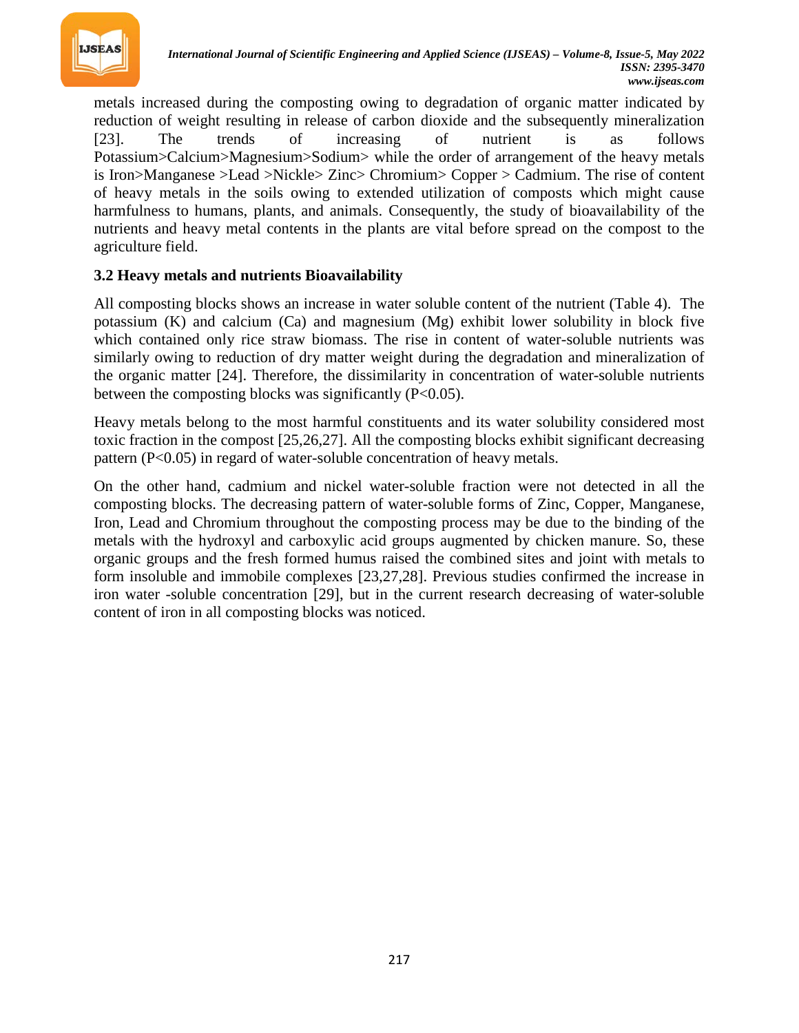metals increased during the composting owing to degradation of organic matter indicated by reduction of weight resulting in release of carbon dioxide and the subsequently mineralization [23]. The trends of increasing of nutrient is as follows Potassium>Calcium>Magnesium>Sodium> while the order of arrangement of the heavy metals is Iron>Manganese >Lead >Nickle> Zinc> Chromium> Copper > Cadmium. The rise of content of heavy metals in the soils owing to extended utilization of composts which might cause harmfulness to humans, plants, and animals. Consequently, the study of bioavailability of the nutrients and heavy metal contents in the plants are vital before spread on the compost to the agriculture field.

### 3.2 Heavy metals and nutrients Bioavailability

All composting blocks shows an increase in water soluble content of the nutrient (Table 4). The potassium (K) and calcium (Ca) and magnesium (Mg) exhibit lower solubility in block five which contained only rice straw biomass. The rise in content of water-soluble nutrients was similarly owing to reduction of dry matter weight during the degradation and mineralization of the organic matter [24]. Therefore, the dissimilarity in concentration of water-soluble nutrients between the composting blocks was significantly ($P<0.05$).

Heavy metals belong to the most harmful constituents and its water solubility considered most toxic fraction in the compost [25,26,27]. All the composting blocks exhibit significant decreasing pattern ($P<0.05$) in regard of water-soluble concentration of heavy metals.

On the other hand, cadmium and nickel water-soluble fraction were not detected in all the composting blocks. The decreasing pattern of water-soluble forms of Zinc, Copper, Manganese, Iron, Lead and Chromium throughout the composting process may be due to the binding of the metals with the hydroxyl and carboxylic acid groups augmented by chicken manure. So, these organic groups and the fresh formed humus raised the combined sites and joint with metals to form insoluble and immobile complexes [23,27,28]. Previous studies confirmed the increase in iron water -soluble concentration [29], but in the current research decreasing of water-soluble content of iron in all composting blocks was noticed.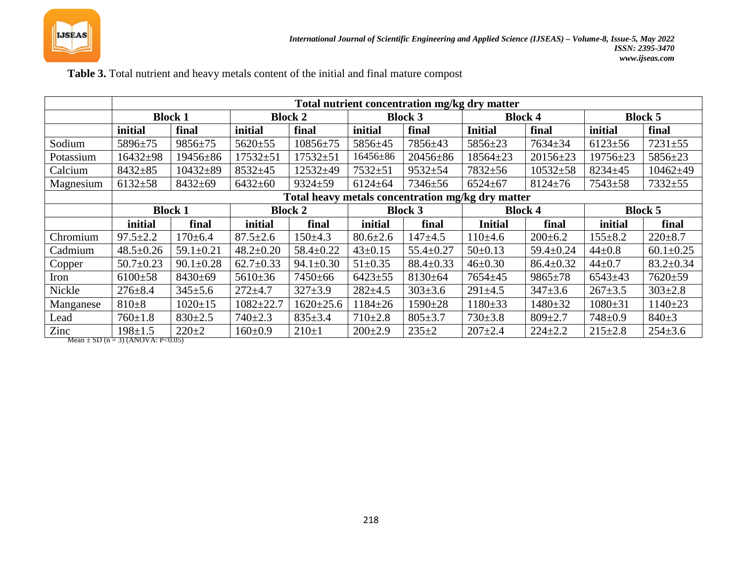**Table 3.** Total nutrient and heavy metals content of the initial and final mature compost

| | Total nutrient concentration mg/kg dry matter | | | | | | | | | |
|---|---|---|---|---|---|---|---|---|---|---|
| | Block 1 | | Block 2 | | Block 3 | | Block 4 | | Block 5 | |
| | initial | final | initial | final | initial | final | Initial | final | initial | final |
| Sodium | 5896±75 | 9856±75 | 5620±55 | 10856±75 | 5856±45 | 7856±43 | 5856±23 | 7634±34 | 6123±56 | 7231±55 |
| Potassium | 16432±98 | 19456±86 | 17532±51 | 17532±51 | 16456±86 | 20456±86 | 18564±23 | 20156±23 | 19756±23 | 5856±23 |
| Calcium | 8432±85 | 10432±89 | 8532±45 | 12532±49 | 7532±51 | 9532±54 | 7832±56 | 10532±58 | 8234±45 | 10462±49 |
| Magnesium | 6132±58 | 8432±69 | 6432±60 | 9324±59 | 6124±64 | 7346±56 | 6524±67 | 8124±76 | 7543±58 | 7332±55 |
| | Total heavy metals concentration mg/kg dry matter | | | | | | | | | |
| | Block 1 | | Block 2 | | Block 3 | | Block 4 | | Block 5 | |
| | initial | final | initial | final | initial | final | Initial | final | initial | final |
| Chromium | 97.5±2.2 | 170±6.4 | 87.5±2.6 | 150±4.3 | 80.6±2.6 | 147±4.5 | 110±4.6 | 200±6.2 | 155±8.2 | 220±8.7 |
| Cadmium | 48.5±0.26 | 59.1±0.21 | 48.2±0.20 | 58.4±0.22 | 43±0.15 | 55.4±0.27 | 50±0.13 | 59.4±0.24 | 44±0.8 | 60.1±0.25 |
| Copper | 50.7±0.23 | 90.1±0.28 | 62.7±0.33 | 94.1±0.30 | 51±0.35 | 88.4±0.33 | 46±0.30 | 86.4±0.32 | 44±0.7 | 83.2±0.34 |
| Iron | 6100±58 | 8430±69 | 5610±36 | 7450±66 | 6423±55 | 8130±64 | 7654±45 | 9865±78 | 6543±43 | 7620±59 |
| Nickle | 276±8.4 | 345±5.6 | 272±4.7 | 327±3.9 | 282±4.5 | 303±3.6 | 291±4.5 | 347±3.6 | 267±3.5 | 303±2.8 |
| Manganese | 810±8 | 1020±15 | 1082±22.7 | 1620±25.6 | 1184±26 | 1590±28 | 1180±33 | 1480±32 | 1080±31 | 1140±23 |
| Lead | 760±1.8 | 830±2.5 | 740±2.3 | 835±3.4 | 710±2.8 | 805±3.7 | 730±3.8 | 809±2.7 | 748±0.9 | 840±3 |
| Zinc | 198±1.5 | 220±2 | 160±0.9 | 210±1 | 200±2.9 | 235±2 | 207±2.4 | 224±2.2 | 215±2.8 | 254±3.6 |

Mean ± SD (n = 3) (ANOVA: $P<0.05$)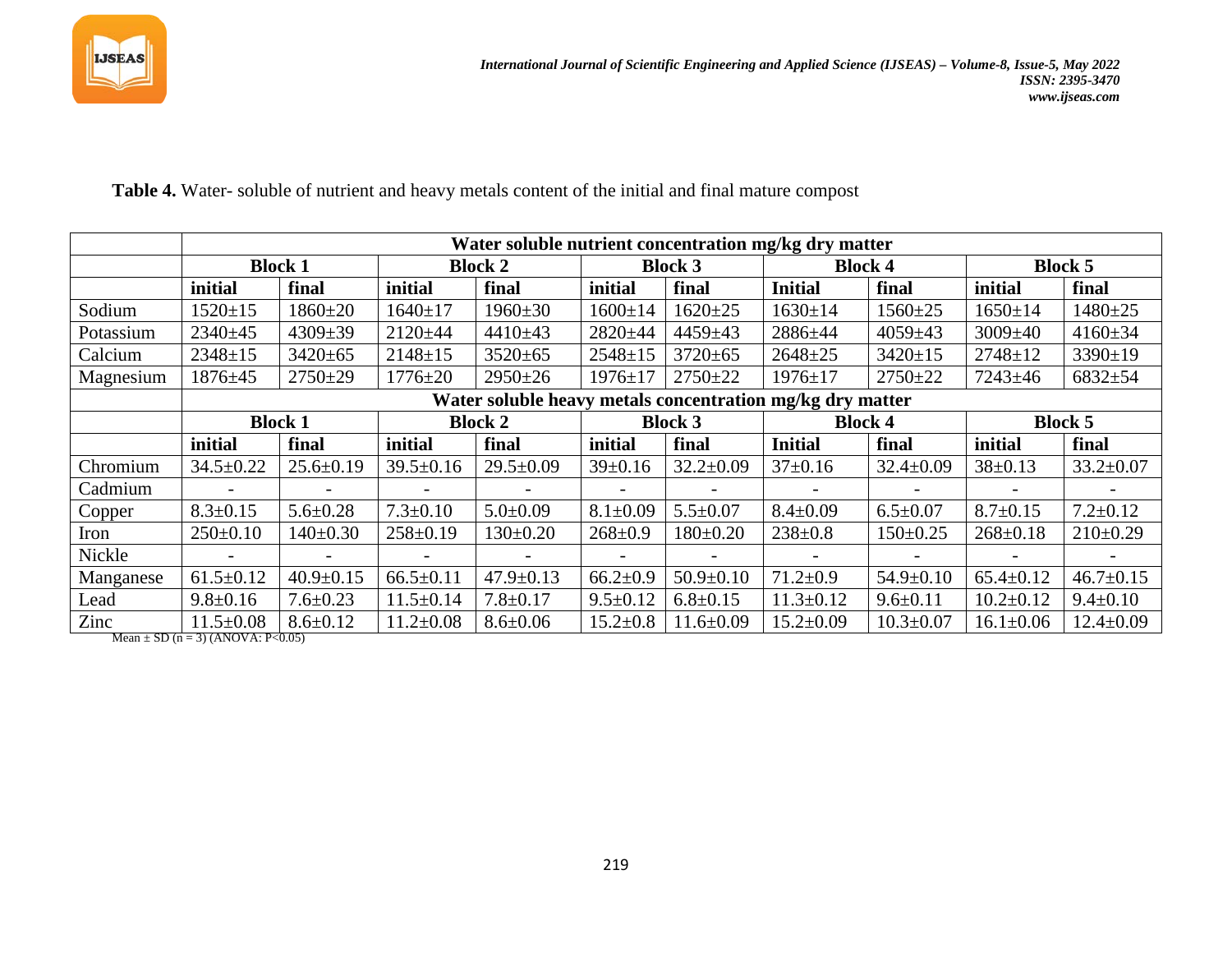**Table 4.** Water- soluble of nutrient and heavy metals content of the initial and final mature compost

| | Water soluble nutrient concentration mg/kg dry matter | | | | | | | | | |
|---|---|---|---|---|---|---|---|---|---|---|
| | Block 1 | | Block 2 | | Block 3 | | Block 4 | | Block 5 | |
| | initial | final | initial | final | initial | final | Initial | final | initial | final |
| Sodium | 1520±15 | 1860±20 | 1640±17 | 1960±30 | 1600±14 | 1620±25 | 1630±14 | 1560±25 | 1650±14 | 1480±25 |
| Potassium | 2340±45 | 4309±39 | 2120±44 | 4410±43 | 2820±44 | 4459±43 | 2886±44 | 4059±43 | 3009±40 | 4160±34 |
| Calcium | 2348±15 | 3420±65 | 2148±15 | 3520±65 | 2548±15 | 3720±65 | 2648±25 | 3420±15 | 2748±12 | 3390±19 |
| Magnesium | 1876±45 | 2750±29 | 1776±20 | 2950±26 | 1976±17 | 2750±22 | 1976±17 | 2750±22 | 7243±46 | 6832±54 |
| | Water soluble heavy metals concentration mg/kg dry matter | | | | | | | | | |
| | Block 1 | | Block 2 | | Block 3 | | Block 4 | | Block 5 | |
| | initial | final | initial | final | initial | final | Initial | final | initial | final |
| Chromium | 34.5±0.22 | 25.6±0.19 | 39.5±0.16 | 29.5±0.09 | 39±0.16 | 32.2±0.09 | 37±0.16 | 32.4±0.09 | 38±0.13 | 33.2±0.07 |
| Cadmium | - | - | - | - | - | - | - | - | - | - |
| Copper | 8.3±0.15 | 5.6±0.28 | 7.3±0.10 | 5.0±0.09 | 8.1±0.09 | 5.5±0.07 | 8.4±0.09 | 6.5±0.07 | 8.7±0.15 | 7.2±0.12 |
| Iron | 250±0.10 | 140±0.30 | 258±0.19 | 130±0.20 | 268±0.9 | 180±0.20 | 238±0.8 | 150±0.25 | 268±0.18 | 210±0.29 |
| Nickle | - | - | - | - | - | - | - | - | - | - |
| Manganese | 61.5±0.12 | 40.9±0.15 | 66.5±0.11 | 47.9±0.13 | 66.2±0.9 | 50.9±0.10 | 71.2±0.9 | 54.9±0.10 | 65.4±0.12 | 46.7±0.15 |
| Lead | 9.8±0.16 | 7.6±0.23 | 11.5±0.14 | 7.8±0.17 | 9.5±0.12 | 6.8±0.15 | 11.3±0.12 | 9.6±0.11 | 10.2±0.12 | 9.4±0.10 |
| Zinc | 11.5±0.08 | 8.6±0.12 | 11.2±0.08 | 8.6±0.06 | 15.2±0.8 | 11.6±0.09 | 15.2±0.09 | 10.3±0.07 | 16.1±0.06 | 12.4±0.09 |

Mean ± SD ($n = 3$) (ANOVA: $P<0.05$)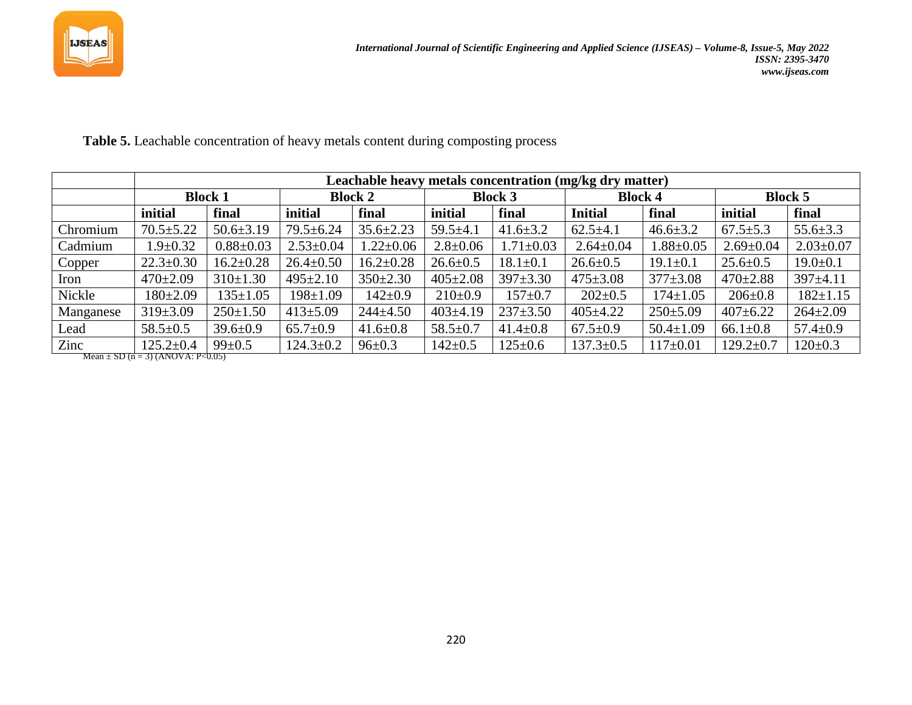**Table 5.** Leachable concentration of heavy metals content during composting process

| | Leachable heavy metals concentration (mg/kg dry matter) | | | | | | | | | |
|---|---|---|---|---|---|---|---|---|---|---|
| | **Block 1** | | **Block 2** | | **Block 3** | | **Block 4** | | **Block 5** | |
| | **initial** | **final** | **initial** | **final** | **initial** | **final** | **Initial** | **final** | **initial** | **final** |
| Chromium | 70.5±5.22 | 50.6±3.19 | 79.5±6.24 | 35.6±2.23 | 59.5±4.1 | 41.6±3.2 | 62.5±4.1 | 46.6±3.2 | 67.5±5.3 | 55.6±3.3 |
| Cadmium | 1.9±0.32 | 0.88±0.03 | 2.53±0.04 | 1.22±0.06 | 2.8±0.06 | 1.71±0.03 | 2.64±0.04 | 1.88±0.05 | 2.69±0.04 | 2.03±0.07 |
| Copper | 22.3±0.30 | 16.2±0.28 | 26.4±0.50 | 16.2±0.28 | 26.6±0.5 | 18.1±0.1 | 26.6±0.5 | 19.1±0.1 | 25.6±0.5 | 19.0±0.1 |
| Iron | 470±2.09 | 310±1.30 | 495±2.10 | 350±2.30 | 405±2.08 | 397±3.30 | 475±3.08 | 377±3.08 | 470±2.88 | 397±4.11 |
| Nickle | 180±2.09 | 135±1.05 | 198±1.09 | 142±0.9 | 210±0.9 | 157±0.7 | 202±0.5 | 174±1.05 | 206±0.8 | 182±1.15 |
| Manganese | 319±3.09 | 250±1.50 | 413±5.09 | 244±4.50 | 403±4.19 | 237±3.50 | 405±4.22 | 250±5.09 | 407±6.22 | 264±2.09 |
| Lead | 58.5±0.5 | 39.6±0.9 | 65.7±0.9 | 41.6±0.8 | 58.5±0.7 | 41.4±0.8 | 67.5±0.9 | 50.4±1.09 | 66.1±0.8 | 57.4±0.9 |
| Zinc | 125.2±0.4 | 99±0.5 | 124.3±0.2 | 96±0.3 | 142±0.5 | 125±0.6 | 137.3±0.5 | 117±0.01 | 129.2±0.7 | 120±0.3 |

Mean ± SD (n = 3) (ANOVA: $P<0.05$)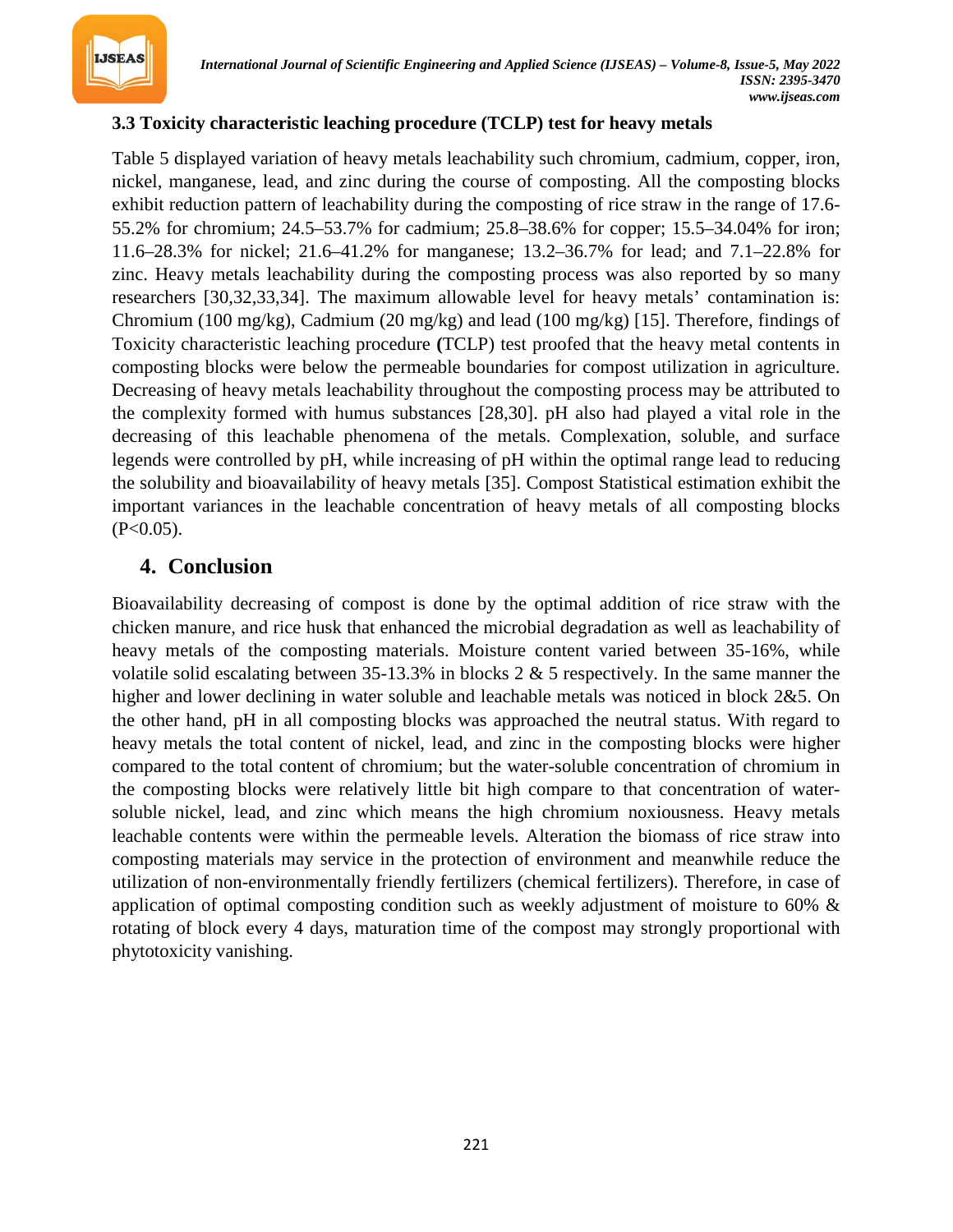### 3.3 Toxicity characteristic leaching procedure (TCLP) test for heavy metals

Table 5 displayed variation of heavy metals leachability such chromium, cadmium, copper, iron, nickel, manganese, lead, and zinc during the course of composting. All the composting blocks exhibit reduction pattern of leachability during the composting of rice straw in the range of 17.6-55.2% for chromium; 24.5–53.7% for cadmium; 25.8–38.6% for copper; 15.5–34.04% for iron; 11.6–28.3% for nickel; 21.6–41.2% for manganese; 13.2–36.7% for lead; and 7.1–22.8% for zinc. Heavy metals leachability during the composting process was also reported by so many researchers [30,32,33,34]. The maximum allowable level for heavy metals' contamination is: Chromium (100 mg/kg), Cadmium (20 mg/kg) and lead (100 mg/kg) [15]. Therefore, findings of Toxicity characteristic leaching procedure **(**TCLP) test proofed that the heavy metal contents in composting blocks were below the permeable boundaries for compost utilization in agriculture. Decreasing of heavy metals leachability throughout the composting process may be attributed to the complexity formed with humus substances [28,30]. pH also had played a vital role in the decreasing of this leachable phenomena of the metals. Complexation, soluble, and surface legends were controlled by pH, while increasing of pH within the optimal range lead to reducing the solubility and bioavailability of heavy metals [35]. Compost Statistical estimation exhibit the important variances in the leachable concentration of heavy metals of all composting blocks ($P<0.05$).

## 4. Conclusion

Bioavailability decreasing of compost is done by the optimal addition of rice straw with the chicken manure, and rice husk that enhanced the microbial degradation as well as leachability of heavy metals of the composting materials. Moisture content varied between 35-16%, while volatile solid escalating between 35-13.3% in blocks 2 & 5 respectively. In the same manner the higher and lower declining in water soluble and leachable metals was noticed in block 2&5. On the other hand, pH in all composting blocks was approached the neutral status. With regard to heavy metals the total content of nickel, lead, and zinc in the composting blocks were higher compared to the total content of chromium; but the water-soluble concentration of chromium in the composting blocks were relatively little bit high compare to that concentration of water-soluble nickel, lead, and zinc which means the high chromium noxiousness. Heavy metals leachable contents were within the permeable levels. Alteration the biomass of rice straw into composting materials may service in the protection of environment and meanwhile reduce the utilization of non-environmentally friendly fertilizers (chemical fertilizers). Therefore, in case of application of optimal composting condition such as weekly adjustment of moisture to 60% & rotating of block every 4 days, maturation time of the compost may strongly proportional with phytotoxicity vanishing.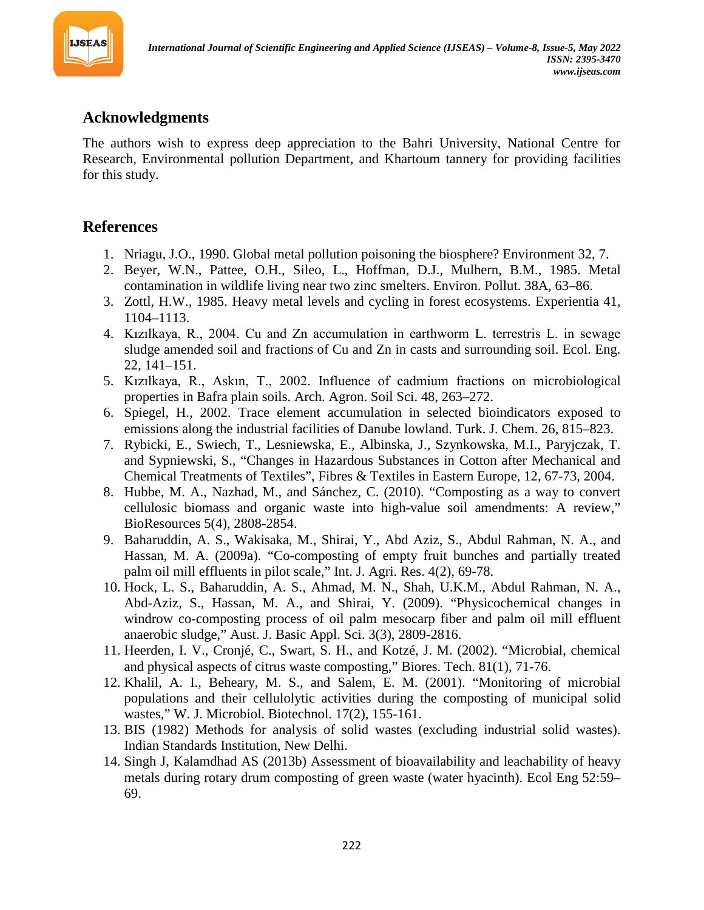## Acknowledgments

The authors wish to express deep appreciation to the Bahri University, National Centre for Research, Environmental pollution Department, and Khartoum tannery for providing facilities for this study.

## References

1. Nriagu, J.O., 1990. Global metal pollution poisoning the biosphere? Environment 32, 7.
2. Beyer, W.N., Pattee, O.H., Sileo, L., Hoffman, D.J., Mulhern, B.M., 1985. Metal contamination in wildlife living near two zinc smelters. Environ. Pollut. 38A, 63–86.
3. Zottl, H.W., 1985. Heavy metal levels and cycling in forest ecosystems. Experientia 41, 1104–1113.
4. Kızılkaya, R., 2004. Cu and Zn accumulation in earthworm L. terrestris L. in sewage sludge amended soil and fractions of Cu and Zn in casts and surrounding soil. Ecol. Eng. 22, 141–151.
5. Kızılkaya, R., Askın, T., 2002. Influence of cadmium fractions on microbiological properties in Bafra plain soils. Arch. Agron. Soil Sci. 48, 263–272.
6. Spiegel, H., 2002. Trace element accumulation in selected bioindicators exposed to emissions along the industrial facilities of Danube lowland. Turk. J. Chem. 26, 815–823.
7. Rybicki, E., Swiech, T., Lesniewska, E., Albinska, J., Szynkowska, M.I., Paryjczak, T. and Sypniewski, S., "Changes in Hazardous Substances in Cotton after Mechanical and Chemical Treatments of Textiles", Fibres & Textiles in Eastern Europe, 12, 67-73, 2004.
8. Hubbe, M. A., Nazhad, M., and Sánchez, C. (2010). "Composting as a way to convert cellulosic biomass and organic waste into high-value soil amendments: A review," BioResources 5(4), 2808-2854.
9. Baharuddin, A. S., Wakisaka, M., Shirai, Y., Abd Aziz, S., Abdul Rahman, N. A., and Hassan, M. A. (2009a). "Co-composting of empty fruit bunches and partially treated palm oil mill effluents in pilot scale," Int. J. Agri. Res. 4(2), 69-78.
10. Hock, L. S., Baharuddin, A. S., Ahmad, M. N., Shah, U.K.M., Abdul Rahman, N. A., Abd-Aziz, S., Hassan, M. A., and Shirai, Y. (2009). "Physicochemical changes in windrow co-composting process of oil palm mesocarp fiber and palm oil mill effluent anaerobic sludge," Aust. J. Basic Appl. Sci. 3(3), 2809-2816.
11. Heerden, I. V., Cronjé, C., Swart, S. H., and Kotzé, J. M. (2002). "Microbial, chemical and physical aspects of citrus waste composting," Biores. Tech. 81(1), 71-76.
12. Khalil, A. I., Beheary, M. S., and Salem, E. M. (2001). "Monitoring of microbial populations and their cellulolytic activities during the composting of municipal solid wastes," W. J. Microbiol. Biotechnol. 17(2), 155-161.
13. BIS (1982) Methods for analysis of solid wastes (excluding industrial solid wastes). Indian Standards Institution, New Delhi.
14. Singh J, Kalamdhad AS (2013b) Assessment of bioavailability and leachability of heavy metals during rotary drum composting of green waste (water hyacinth). Ecol Eng 52:59–69.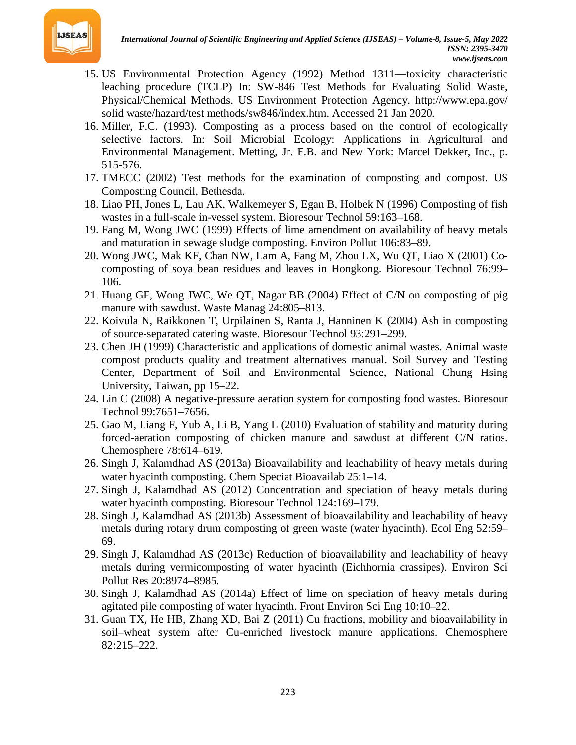15. US Environmental Protection Agency (1992) Method 1311—toxicity characteristic leaching procedure (TCLP) In: SW-846 Test Methods for Evaluating Solid Waste, Physical/Chemical Methods. US Environment Protection Agency. http://www.epa.gov/ solid waste/hazard/test methods/sw846/index.htm. Accessed 21 Jan 2020.
16. Miller, F.C. (1993). Composting as a process based on the control of ecologically selective factors. In: Soil Microbial Ecology: Applications in Agricultural and Environmental Management. Metting, Jr. F.B. and New York: Marcel Dekker, Inc., p. 515-576.
17. TMECC (2002) Test methods for the examination of composting and compost. US Composting Council, Bethesda.
18. Liao PH, Jones L, Lau AK, Walkemeyer S, Egan B, Holbek N (1996) Composting of fish wastes in a full-scale in-vessel system. Bioresour Technol 59:163–168.
19. Fang M, Wong JWC (1999) Effects of lime amendment on availability of heavy metals and maturation in sewage sludge composting. Environ Pollut 106:83–89.
20. Wong JWC, Mak KF, Chan NW, Lam A, Fang M, Zhou LX, Wu QT, Liao X (2001) Co-composting of soya bean residues and leaves in Hongkong. Bioresour Technol 76:99–106.
21. Huang GF, Wong JWC, We QT, Nagar BB (2004) Effect of C/N on composting of pig manure with sawdust. Waste Manag 24:805–813.
22. Koivula N, Raikkonen T, Urpilainen S, Ranta J, Hanninen K (2004) Ash in composting of source-separated catering waste. Bioresour Technol 93:291–299.
23. Chen JH (1999) Characteristic and applications of domestic animal wastes. Animal waste compost products quality and treatment alternatives manual. Soil Survey and Testing Center, Department of Soil and Environmental Science, National Chung Hsing University, Taiwan, pp 15–22.
24. Lin C (2008) A negative-pressure aeration system for composting food wastes. Bioresour Technol 99:7651–7656.
25. Gao M, Liang F, Yub A, Li B, Yang L (2010) Evaluation of stability and maturity during forced-aeration composting of chicken manure and sawdust at different C/N ratios. Chemosphere 78:614–619.
26. Singh J, Kalamdhad AS (2013a) Bioavailability and leachability of heavy metals during water hyacinth composting. Chem Speciat Bioavailab 25:1–14.
27. Singh J, Kalamdhad AS (2012) Concentration and speciation of heavy metals during water hyacinth composting. Bioresour Technol 124:169–179.
28. Singh J, Kalamdhad AS (2013b) Assessment of bioavailability and leachability of heavy metals during rotary drum composting of green waste (water hyacinth). Ecol Eng 52:59–69.
29. Singh J, Kalamdhad AS (2013c) Reduction of bioavailability and leachability of heavy metals during vermicomposting of water hyacinth (Eichhornia crassipes). Environ Sci Pollut Res 20:8974–8985.
30. Singh J, Kalamdhad AS (2014a) Effect of lime on speciation of heavy metals during agitated pile composting of water hyacinth. Front Environ Sci Eng 10:10–22.
31. Guan TX, He HB, Zhang XD, Bai Z (2011) Cu fractions, mobility and bioavailability in soil–wheat system after Cu-enriched livestock manure applications. Chemosphere 82:215–222.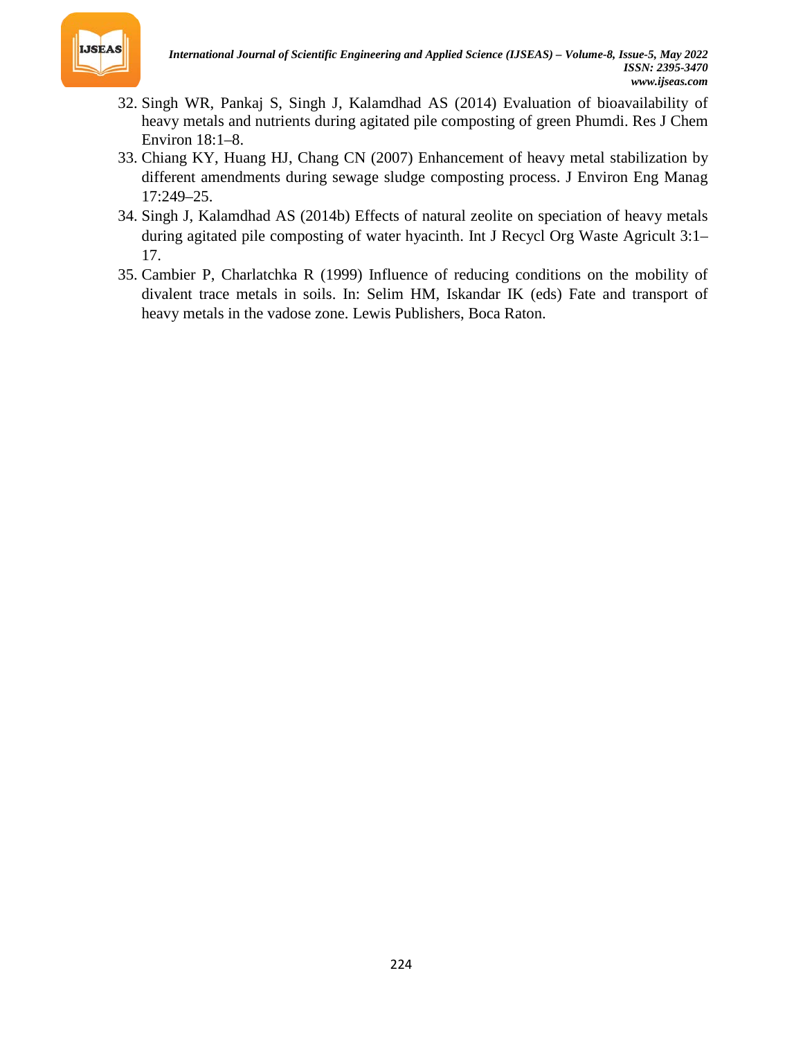32. Singh WR, Pankaj S, Singh J, Kalamdhad AS (2014) Evaluation of bioavailability of heavy metals and nutrients during agitated pile composting of green Phumdi. Res J Chem Environ 18:1–8.
33. Chiang KY, Huang HJ, Chang CN (2007) Enhancement of heavy metal stabilization by different amendments during sewage sludge composting process. J Environ Eng Manag 17:249–25.
34. Singh J, Kalamdhad AS (2014b) Effects of natural zeolite on speciation of heavy metals during agitated pile composting of water hyacinth. Int J Recycl Org Waste Agricult 3:1–17.
35. Cambier P, Charlatchka R (1999) Influence of reducing conditions on the mobility of divalent trace metals in soils. In: Selim HM, Iskandar IK (eds) Fate and transport of heavy metals in the vadose zone. Lewis Publishers, Boca Raton.